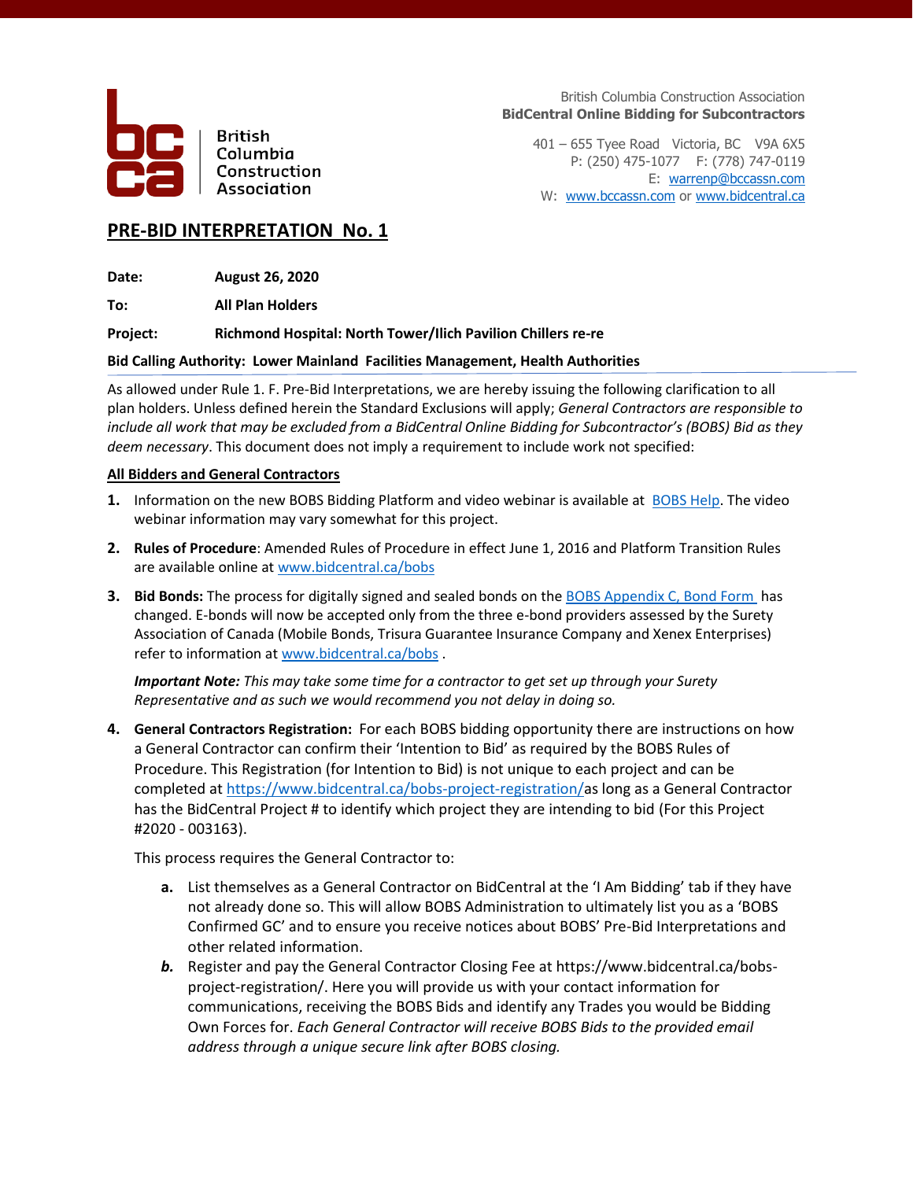British Columbia Construction Association

British Columbia Construction Association
**BidCentral Online Bidding for Subcontractors**

401 – 655 Tyee Road Victoria, BC V9A 6X5
P: (250) 475-1077 F: (778) 747-0119
E: warrenp@bccassn.com
W: www.bccassn.com or www.bidcentral.ca

# PRE-BID INTERPRETATION No. 1

**Date:** **August 26, 2020**

**To:** **All Plan Holders**

**Project:** **Richmond Hospital: North Tower/Ilich Pavilion Chillers re-re**

**Bid Calling Authority: Lower Mainland Facilities Management, Health Authorities**

As allowed under Rule 1. F. Pre-Bid Interpretations, we are hereby issuing the following clarification to all plan holders. Unless defined herein the Standard Exclusions will apply; *General Contractors are responsible to include all work that may be excluded from a BidCentral Online Bidding for Subcontractor's (BOBS) Bid as they deem necessary*. This document does not imply a requirement to include work not specified:

## All Bidders and General Contractors

1. Information on the new BOBS Bidding Platform and video webinar is available at BOBS Help. The video webinar information may vary somewhat for this project.
2. **Rules of Procedure**: Amended Rules of Procedure in effect June 1, 2016 and Platform Transition Rules are available online at www.bidcentral.ca/bobs
3. **Bid Bonds:** The process for digitally signed and sealed bonds on the BOBS Appendix C, Bond Form has changed. E-bonds will now be accepted only from the three e-bond providers assessed by the Surety Association of Canada (Mobile Bonds, Trisura Guarantee Insurance Company and Xenex Enterprises) refer to information at www.bidcentral.ca/bobs .

   ***Important Note:*** *This may take some time for a contractor to get set up through your Surety Representative and as such we would recommend you not delay in doing so.*
4. **General Contractors Registration:** For each BOBS bidding opportunity there are instructions on how a General Contractor can confirm their 'Intention to Bid' as required by the BOBS Rules of Procedure. This Registration (for Intention to Bid) is not unique to each project and can be completed at https://www.bidcentral.ca/bobs-project-registration/as long as a General Contractor has the BidCentral Project # to identify which project they are intending to bid (For this Project #2020 - 003163).

   This process requires the General Contractor to:

   a. List themselves as a General Contractor on BidCentral at the 'I Am Bidding' tab if they have not already done so. This will allow BOBS Administration to ultimately list you as a 'BOBS Confirmed GC' and to ensure you receive notices about BOBS' Pre-Bid Interpretations and other related information.
   
   b. Register and pay the General Contractor Closing Fee at https://www.bidcentral.ca/bobs-project-registration/. Here you will provide us with your contact information for communications, receiving the BOBS Bids and identify any Trades you would be Bidding Own Forces for. *Each General Contractor will receive BOBS Bids to the provided email address through a unique secure link after BOBS closing.*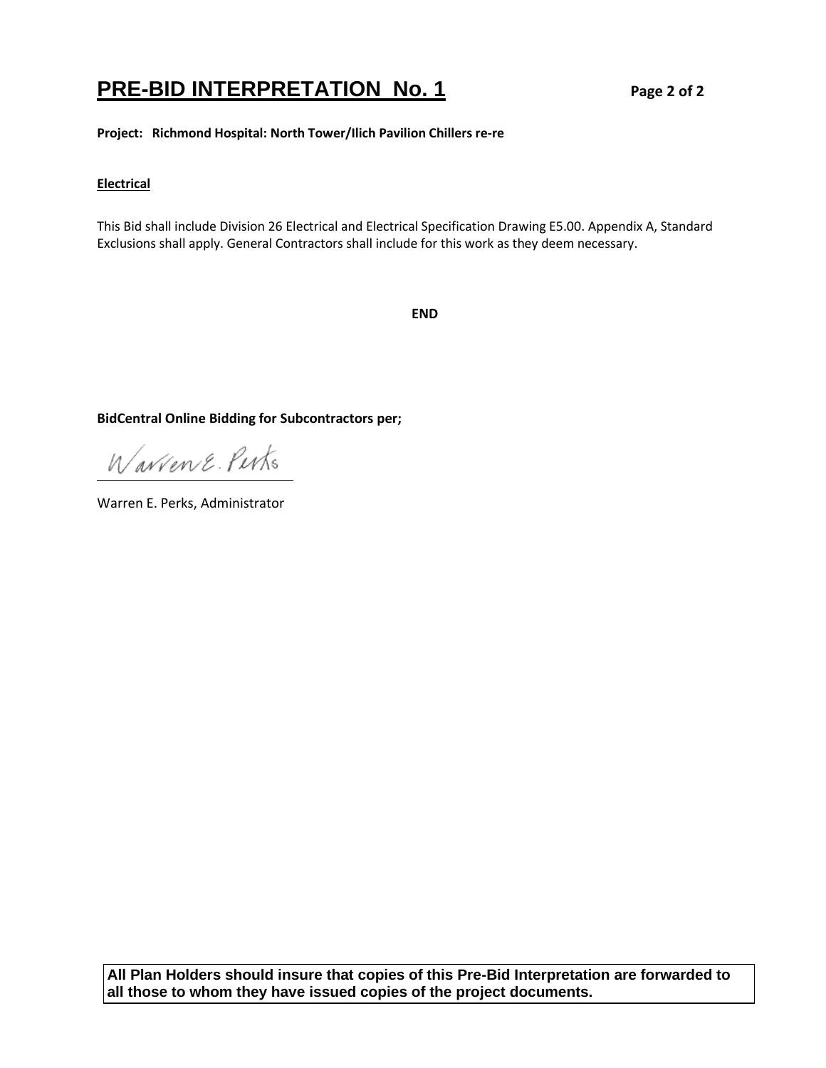# PRE-BID INTERPRETATION No. 1

**Project: Richmond Hospital: North Tower/Ilich Pavilion Chillers re-re**

**Electrical**

This Bid shall include Division 26 Electrical and Electrical Specification Drawing E5.00. Appendix A, Standard Exclusions shall apply. General Contractors shall include for this work as they deem necessary.

**END**

**BidCentral Online Bidding for Subcontractors per;**

Warren E. Perks

Warren E. Perks, Administrator

**All Plan Holders should insure that copies of this Pre-Bid Interpretation are forwarded to all those to whom they have issued copies of the project documents.**